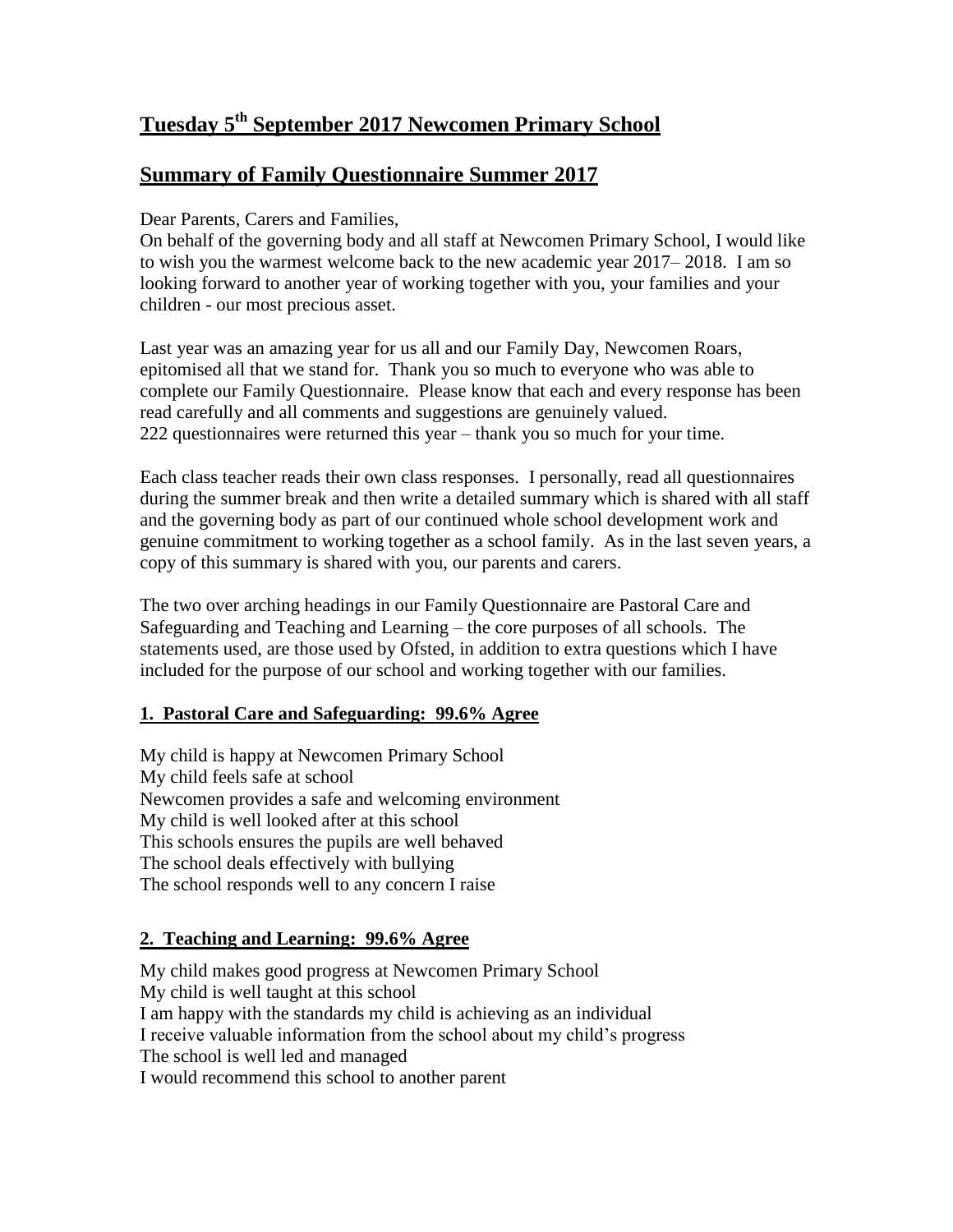# Tuesday 5th September 2017 Newcomen Primary School

## Summary of Family Questionnaire Summer 2017

Dear Parents, Carers and Families,

On behalf of the governing body and all staff at Newcomen Primary School, I would like to wish you the warmest welcome back to the new academic year 2017– 2018. I am so looking forward to another year of working together with you, your families and your children - our most precious asset.

Last year was an amazing year for us all and our Family Day, Newcomen Roars, epitomised all that we stand for. Thank you so much to everyone who was able to complete our Family Questionnaire. Please know that each and every response has been read carefully and all comments and suggestions are genuinely valued.
222 questionnaires were returned this year – thank you so much for your time.

Each class teacher reads their own class responses. I personally, read all questionnaires during the summer break and then write a detailed summary which is shared with all staff and the governing body as part of our continued whole school development work and genuine commitment to working together as a school family. As in the last seven years, a copy of this summary is shared with you, our parents and carers.

The two over arching headings in our Family Questionnaire are Pastoral Care and Safeguarding and Teaching and Learning – the core purposes of all schools. The statements used, are those used by Ofsted, in addition to extra questions which I have included for the purpose of our school and working together with our families.

### 1. Pastoral Care and Safeguarding: 99.6% Agree

My child is happy at Newcomen Primary School
My child feels safe at school
Newcomen provides a safe and welcoming environment
My child is well looked after at this school
This schools ensures the pupils are well behaved
The school deals effectively with bullying
The school responds well to any concern I raise

### 2. Teaching and Learning: 99.6% Agree

My child makes good progress at Newcomen Primary School
My child is well taught at this school
I am happy with the standards my child is achieving as an individual
I receive valuable information from the school about my child's progress
The school is well led and managed
I would recommend this school to another parent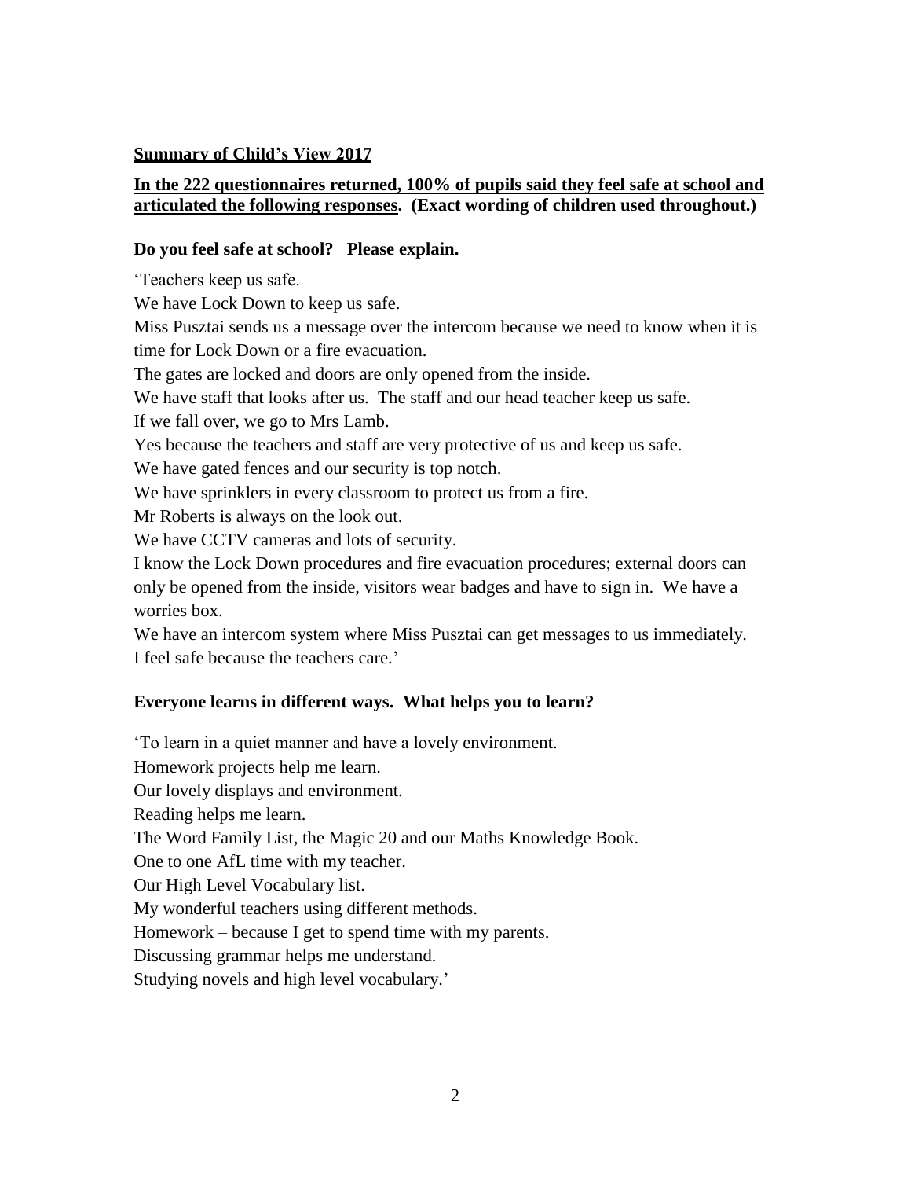**Summary of Child's View 2017**

**In the 222 questionnaires returned, 100% of pupils said they feel safe at school and articulated the following responses. (Exact wording of children used throughout.)**

**Do you feel safe at school? Please explain.**

'Teachers keep us safe.
We have Lock Down to keep us safe.
Miss Pusztai sends us a message over the intercom because we need to know when it is time for Lock Down or a fire evacuation.
The gates are locked and doors are only opened from the inside.
We have staff that looks after us. The staff and our head teacher keep us safe.
If we fall over, we go to Mrs Lamb.
Yes because the teachers and staff are very protective of us and keep us safe.
We have gated fences and our security is top notch.
We have sprinklers in every classroom to protect us from a fire.
Mr Roberts is always on the look out.
We have CCTV cameras and lots of security.
I know the Lock Down procedures and fire evacuation procedures; external doors can only be opened from the inside, visitors wear badges and have to sign in. We have a worries box.
We have an intercom system where Miss Pusztai can get messages to us immediately.
I feel safe because the teachers care.'

**Everyone learns in different ways. What helps you to learn?**

'To learn in a quiet manner and have a lovely environment.
Homework projects help me learn.
Our lovely displays and environment.
Reading helps me learn.
The Word Family List, the Magic 20 and our Maths Knowledge Book.
One to one AfL time with my teacher.
Our High Level Vocabulary list.
My wonderful teachers using different methods.
Homework – because I get to spend time with my parents.
Discussing grammar helps me understand.
Studying novels and high level vocabulary.'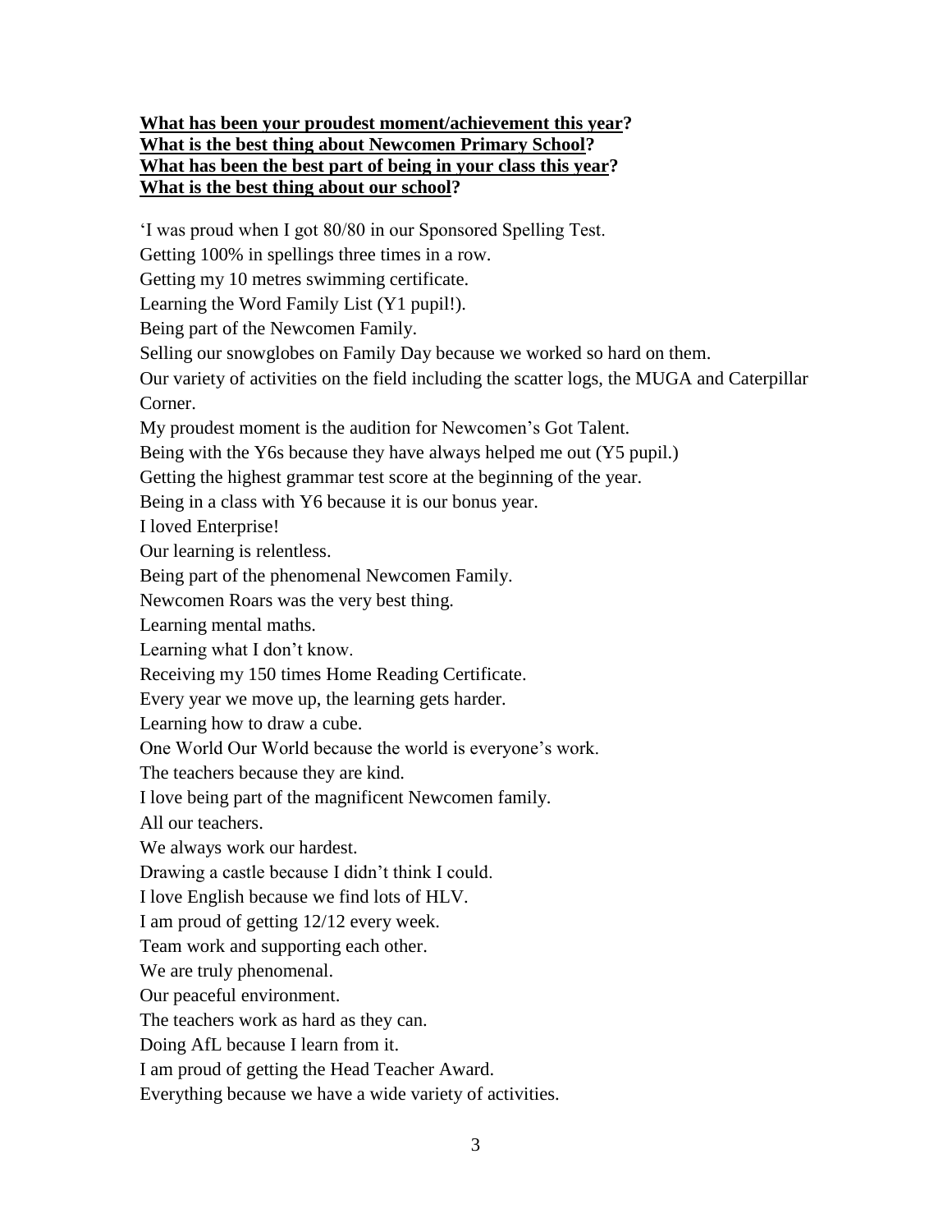**<u>What has been your proudest moment/achievement this year</u>?**
**<u>What is the best thing about Newcomen Primary School</u>?**
**<u>What has been the best part of being in your class this year</u>?**
**<u>What is the best thing about our school</u>?**

'I was proud when I got 80/80 in our Sponsored Spelling Test.

Getting 100% in spellings three times in a row.

Getting my 10 metres swimming certificate.

Learning the Word Family List (Y1 pupil!).

Being part of the Newcomen Family.

Selling our snowglobes on Family Day because we worked so hard on them.

Our variety of activities on the field including the scatter logs, the MUGA and Caterpillar Corner.

My proudest moment is the audition for Newcomen's Got Talent.

Being with the Y6s because they have always helped me out (Y5 pupil.)

Getting the highest grammar test score at the beginning of the year.

Being in a class with Y6 because it is our bonus year.

I loved Enterprise!

Our learning is relentless.

Being part of the phenomenal Newcomen Family.

Newcomen Roars was the very best thing.

Learning mental maths.

Learning what I don't know.

Receiving my 150 times Home Reading Certificate.

Every year we move up, the learning gets harder.

Learning how to draw a cube.

One World Our World because the world is everyone's work.

The teachers because they are kind.

I love being part of the magnificent Newcomen family.

All our teachers.

We always work our hardest.

Drawing a castle because I didn't think I could.

I love English because we find lots of HLV.

I am proud of getting 12/12 every week.

Team work and supporting each other.

We are truly phenomenal.

Our peaceful environment.

The teachers work as hard as they can.

Doing AfL because I learn from it.

I am proud of getting the Head Teacher Award.

Everything because we have a wide variety of activities.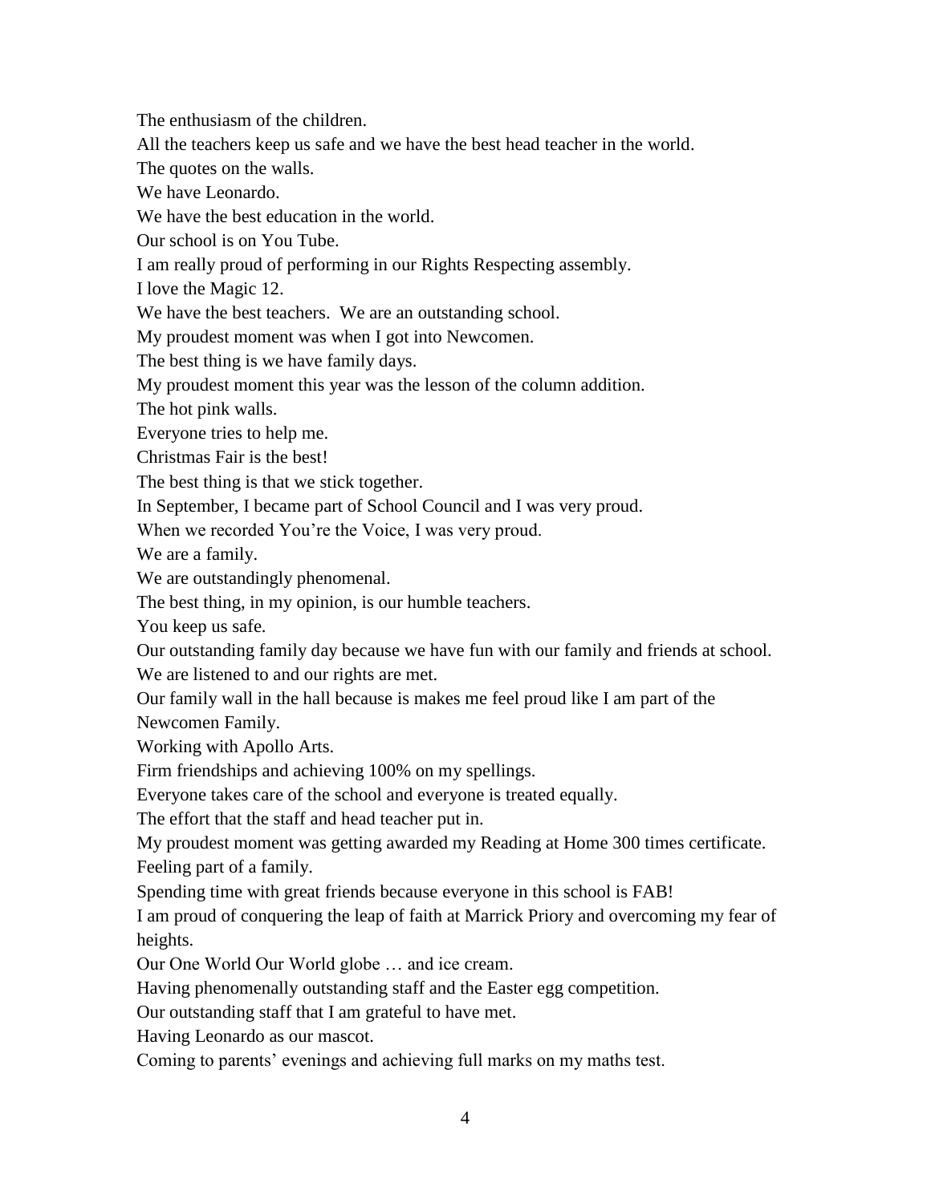The enthusiasm of the children.

All the teachers keep us safe and we have the best head teacher in the world.

The quotes on the walls.

We have Leonardo.

We have the best education in the world.

Our school is on You Tube.

I am really proud of performing in our Rights Respecting assembly.

I love the Magic 12.

We have the best teachers. We are an outstanding school.

My proudest moment was when I got into Newcomen.

The best thing is we have family days.

My proudest moment this year was the lesson of the column addition.

The hot pink walls.

Everyone tries to help me.

Christmas Fair is the best!

The best thing is that we stick together.

In September, I became part of School Council and I was very proud.

When we recorded You're the Voice, I was very proud.

We are a family.

We are outstandingly phenomenal.

The best thing, in my opinion, is our humble teachers.

You keep us safe.

Our outstanding family day because we have fun with our family and friends at school.

We are listened to and our rights are met.

Our family wall in the hall because is makes me feel proud like I am part of the Newcomen Family.

Working with Apollo Arts.

Firm friendships and achieving 100% on my spellings.

Everyone takes care of the school and everyone is treated equally.

The effort that the staff and head teacher put in.

My proudest moment was getting awarded my Reading at Home 300 times certificate.

Feeling part of a family.

Spending time with great friends because everyone in this school is FAB!

I am proud of conquering the leap of faith at Marrick Priory and overcoming my fear of heights.

Our One World Our World globe … and ice cream.

Having phenomenally outstanding staff and the Easter egg competition.

Our outstanding staff that I am grateful to have met.

Having Leonardo as our mascot.

Coming to parents' evenings and achieving full marks on my maths test.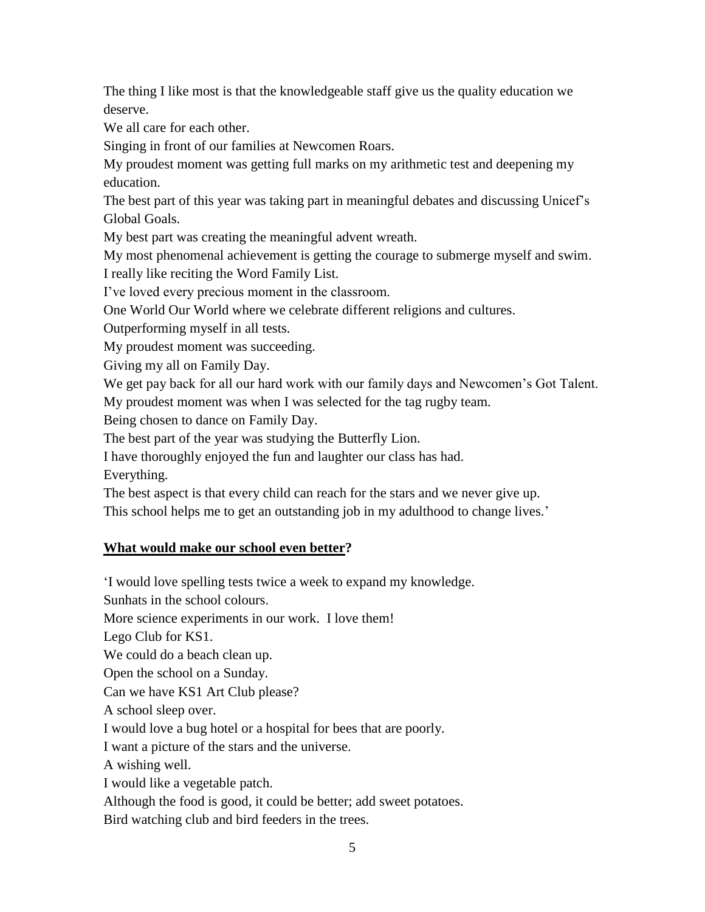The thing I like most is that the knowledgeable staff give us the quality education we deserve.

We all care for each other.

Singing in front of our families at Newcomen Roars.

My proudest moment was getting full marks on my arithmetic test and deepening my education.

The best part of this year was taking part in meaningful debates and discussing Unicef's Global Goals.

My best part was creating the meaningful advent wreath.

My most phenomenal achievement is getting the courage to submerge myself and swim.

I really like reciting the Word Family List.

I've loved every precious moment in the classroom.

One World Our World where we celebrate different religions and cultures.

Outperforming myself in all tests.

My proudest moment was succeeding.

Giving my all on Family Day.

We get pay back for all our hard work with our family days and Newcomen's Got Talent.

My proudest moment was when I was selected for the tag rugby team.

Being chosen to dance on Family Day.

The best part of the year was studying the Butterfly Lion.

I have thoroughly enjoyed the fun and laughter our class has had.

Everything.

The best aspect is that every child can reach for the stars and we never give up.

This school helps me to get an outstanding job in my adulthood to change lives.'

**<u>What would make our school even better</u>?**

'I would love spelling tests twice a week to expand my knowledge.

Sunhats in the school colours.

More science experiments in our work. I love them!

Lego Club for KS1.

We could do a beach clean up.

Open the school on a Sunday.

Can we have KS1 Art Club please?

A school sleep over.

I would love a bug hotel or a hospital for bees that are poorly.

I want a picture of the stars and the universe.

A wishing well.

I would like a vegetable patch.

Although the food is good, it could be better; add sweet potatoes.

Bird watching club and bird feeders in the trees.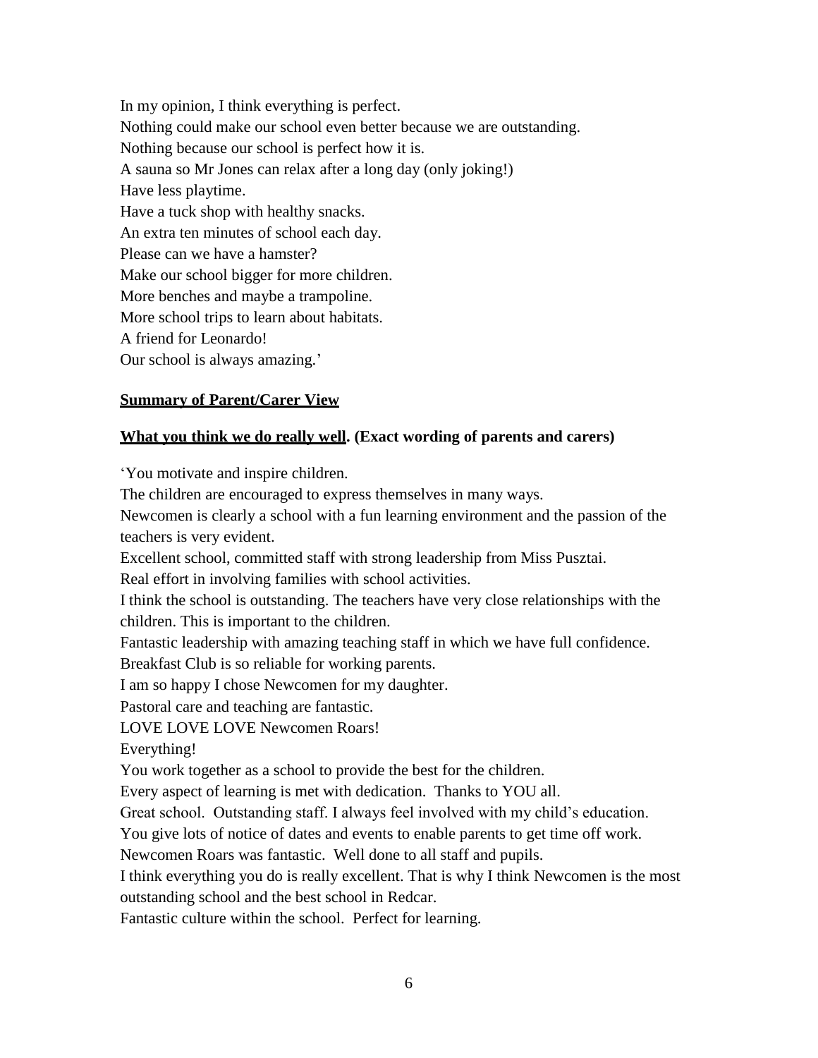In my opinion, I think everything is perfect.
Nothing could make our school even better because we are outstanding.
Nothing because our school is perfect how it is.
A sauna so Mr Jones can relax after a long day (only joking!)
Have less playtime.
Have a tuck shop with healthy snacks.
An extra ten minutes of school each day.
Please can we have a hamster?
Make our school bigger for more children.
More benches and maybe a trampoline.
More school trips to learn about habitats.
A friend for Leonardo!
Our school is always amazing.'

**<u>Summary of Parent/Carer View</u>**

**<u>What you think we do really well</u>. (Exact wording of parents and carers)**

'You motivate and inspire children.
The children are encouraged to express themselves in many ways.
Newcomen is clearly a school with a fun learning environment and the passion of the teachers is very evident.
Excellent school, committed staff with strong leadership from Miss Pusztai.
Real effort in involving families with school activities.
I think the school is outstanding. The teachers have very close relationships with the children. This is important to the children.
Fantastic leadership with amazing teaching staff in which we have full confidence.
Breakfast Club is so reliable for working parents.
I am so happy I chose Newcomen for my daughter.
Pastoral care and teaching are fantastic.
LOVE LOVE LOVE Newcomen Roars!
Everything!
You work together as a school to provide the best for the children.
Every aspect of learning is met with dedication. Thanks to YOU all.
Great school. Outstanding staff. I always feel involved with my child's education.
You give lots of notice of dates and events to enable parents to get time off work.
Newcomen Roars was fantastic. Well done to all staff and pupils.
I think everything you do is really excellent. That is why I think Newcomen is the most outstanding school and the best school in Redcar.
Fantastic culture within the school. Perfect for learning.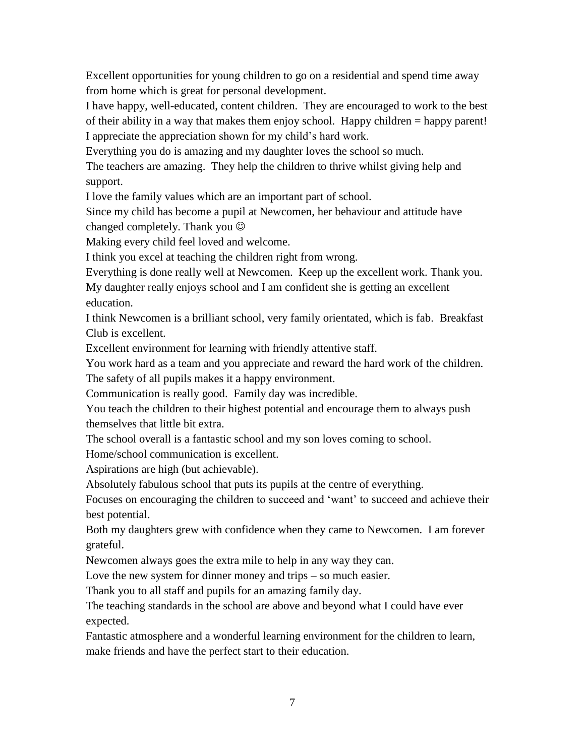Excellent opportunities for young children to go on a residential and spend time away from home which is great for personal development.

I have happy, well-educated, content children. They are encouraged to work to the best of their ability in a way that makes them enjoy school. Happy children = happy parent!

I appreciate the appreciation shown for my child's hard work.

Everything you do is amazing and my daughter loves the school so much.

The teachers are amazing. They help the children to thrive whilst giving help and support.

I love the family values which are an important part of school.

Since my child has become a pupil at Newcomen, her behaviour and attitude have changed completely. Thank you ☺

Making every child feel loved and welcome.

I think you excel at teaching the children right from wrong.

Everything is done really well at Newcomen. Keep up the excellent work. Thank you.

My daughter really enjoys school and I am confident she is getting an excellent education.

I think Newcomen is a brilliant school, very family orientated, which is fab. Breakfast Club is excellent.

Excellent environment for learning with friendly attentive staff.

You work hard as a team and you appreciate and reward the hard work of the children.

The safety of all pupils makes it a happy environment.

Communication is really good. Family day was incredible.

You teach the children to their highest potential and encourage them to always push themselves that little bit extra.

The school overall is a fantastic school and my son loves coming to school.

Home/school communication is excellent.

Aspirations are high (but achievable).

Absolutely fabulous school that puts its pupils at the centre of everything.

Focuses on encouraging the children to succeed and 'want' to succeed and achieve their best potential.

Both my daughters grew with confidence when they came to Newcomen. I am forever grateful.

Newcomen always goes the extra mile to help in any way they can.

Love the new system for dinner money and trips – so much easier.

Thank you to all staff and pupils for an amazing family day.

The teaching standards in the school are above and beyond what I could have ever expected.

Fantastic atmosphere and a wonderful learning environment for the children to learn, make friends and have the perfect start to their education.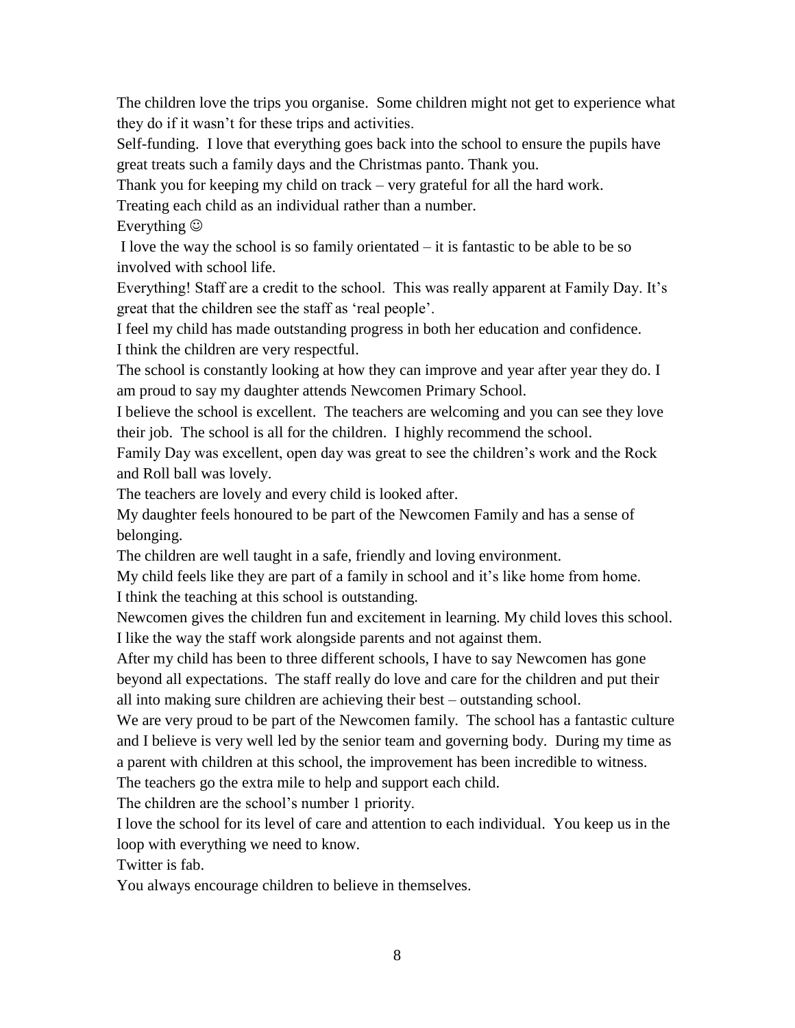The children love the trips you organise. Some children might not get to experience what they do if it wasn't for these trips and activities.

Self-funding. I love that everything goes back into the school to ensure the pupils have great treats such a family days and the Christmas panto. Thank you.

Thank you for keeping my child on track – very grateful for all the hard work.

Treating each child as an individual rather than a number.

Everything ☺

I love the way the school is so family orientated – it is fantastic to be able to be so involved with school life.

Everything! Staff are a credit to the school. This was really apparent at Family Day. It's great that the children see the staff as 'real people'.

I feel my child has made outstanding progress in both her education and confidence.

I think the children are very respectful.

The school is constantly looking at how they can improve and year after year they do. I am proud to say my daughter attends Newcomen Primary School.

I believe the school is excellent. The teachers are welcoming and you can see they love their job. The school is all for the children. I highly recommend the school.

Family Day was excellent, open day was great to see the children's work and the Rock and Roll ball was lovely.

The teachers are lovely and every child is looked after.

My daughter feels honoured to be part of the Newcomen Family and has a sense of belonging.

The children are well taught in a safe, friendly and loving environment.

My child feels like they are part of a family in school and it's like home from home.

I think the teaching at this school is outstanding.

Newcomen gives the children fun and excitement in learning. My child loves this school.

I like the way the staff work alongside parents and not against them.

After my child has been to three different schools, I have to say Newcomen has gone beyond all expectations. The staff really do love and care for the children and put their all into making sure children are achieving their best – outstanding school.

We are very proud to be part of the Newcomen family. The school has a fantastic culture and I believe is very well led by the senior team and governing body. During my time as a parent with children at this school, the improvement has been incredible to witness.

The teachers go the extra mile to help and support each child.

The children are the school's number 1 priority.

I love the school for its level of care and attention to each individual. You keep us in the loop with everything we need to know.

Twitter is fab.

You always encourage children to believe in themselves.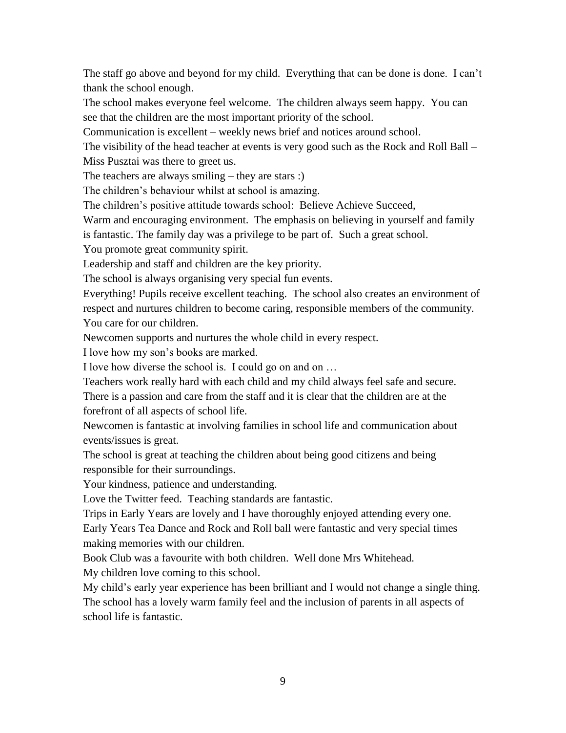The staff go above and beyond for my child. Everything that can be done is done. I can't thank the school enough.

The school makes everyone feel welcome. The children always seem happy. You can see that the children are the most important priority of the school.

Communication is excellent – weekly news brief and notices around school.

The visibility of the head teacher at events is very good such as the Rock and Roll Ball – Miss Pusztai was there to greet us.

The teachers are always smiling – they are stars :)

The children's behaviour whilst at school is amazing.

The children's positive attitude towards school: Believe Achieve Succeed,

Warm and encouraging environment. The emphasis on believing in yourself and family is fantastic. The family day was a privilege to be part of. Such a great school.

You promote great community spirit.

Leadership and staff and children are the key priority.

The school is always organising very special fun events.

Everything! Pupils receive excellent teaching. The school also creates an environment of respect and nurtures children to become caring, responsible members of the community.

You care for our children.

Newcomen supports and nurtures the whole child in every respect.

I love how my son's books are marked.

I love how diverse the school is. I could go on and on …

Teachers work really hard with each child and my child always feel safe and secure.

There is a passion and care from the staff and it is clear that the children are at the forefront of all aspects of school life.

Newcomen is fantastic at involving families in school life and communication about events/issues is great.

The school is great at teaching the children about being good citizens and being responsible for their surroundings.

Your kindness, patience and understanding.

Love the Twitter feed. Teaching standards are fantastic.

Trips in Early Years are lovely and I have thoroughly enjoyed attending every one.

Early Years Tea Dance and Rock and Roll ball were fantastic and very special times making memories with our children.

Book Club was a favourite with both children. Well done Mrs Whitehead.

My children love coming to this school.

My child's early year experience has been brilliant and I would not change a single thing.

The school has a lovely warm family feel and the inclusion of parents in all aspects of school life is fantastic.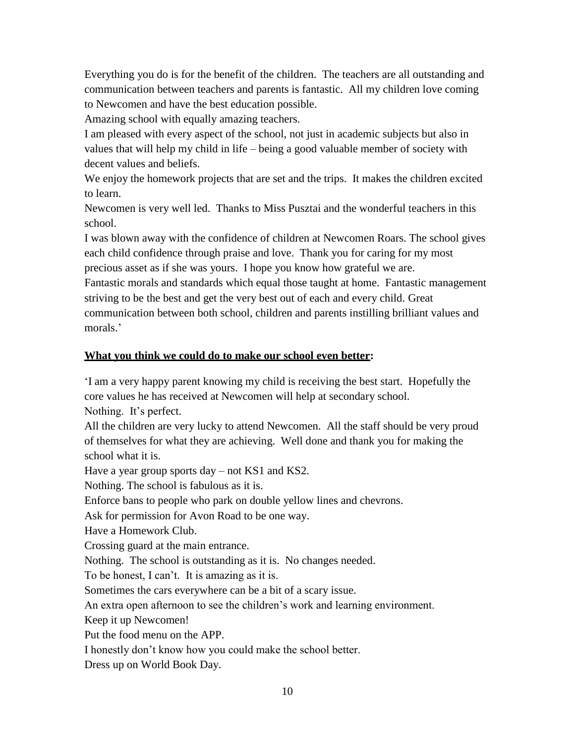Everything you do is for the benefit of the children. The teachers are all outstanding and communication between teachers and parents is fantastic. All my children love coming to Newcomen and have the best education possible.

Amazing school with equally amazing teachers.

I am pleased with every aspect of the school, not just in academic subjects but also in values that will help my child in life – being a good valuable member of society with decent values and beliefs.

We enjoy the homework projects that are set and the trips. It makes the children excited to learn.

Newcomen is very well led. Thanks to Miss Pusztai and the wonderful teachers in this school.

I was blown away with the confidence of children at Newcomen Roars. The school gives each child confidence through praise and love. Thank you for caring for my most precious asset as if she was yours. I hope you know how grateful we are.

Fantastic morals and standards which equal those taught at home. Fantastic management striving to be the best and get the very best out of each and every child. Great communication between both school, children and parents instilling brilliant values and morals.'

**<u>What you think we could do to make our school even better</u>:**

'I am a very happy parent knowing my child is receiving the best start. Hopefully the core values he has received at Newcomen will help at secondary school.

Nothing. It's perfect.

All the children are very lucky to attend Newcomen. All the staff should be very proud of themselves for what they are achieving. Well done and thank you for making the school what it is.

Have a year group sports day – not KS1 and KS2.

Nothing. The school is fabulous as it is.

Enforce bans to people who park on double yellow lines and chevrons.

Ask for permission for Avon Road to be one way.

Have a Homework Club.

Crossing guard at the main entrance.

Nothing. The school is outstanding as it is. No changes needed.

To be honest, I can't. It is amazing as it is.

Sometimes the cars everywhere can be a bit of a scary issue.

An extra open afternoon to see the children's work and learning environment.

Keep it up Newcomen!

Put the food menu on the APP.

I honestly don't know how you could make the school better.

Dress up on World Book Day.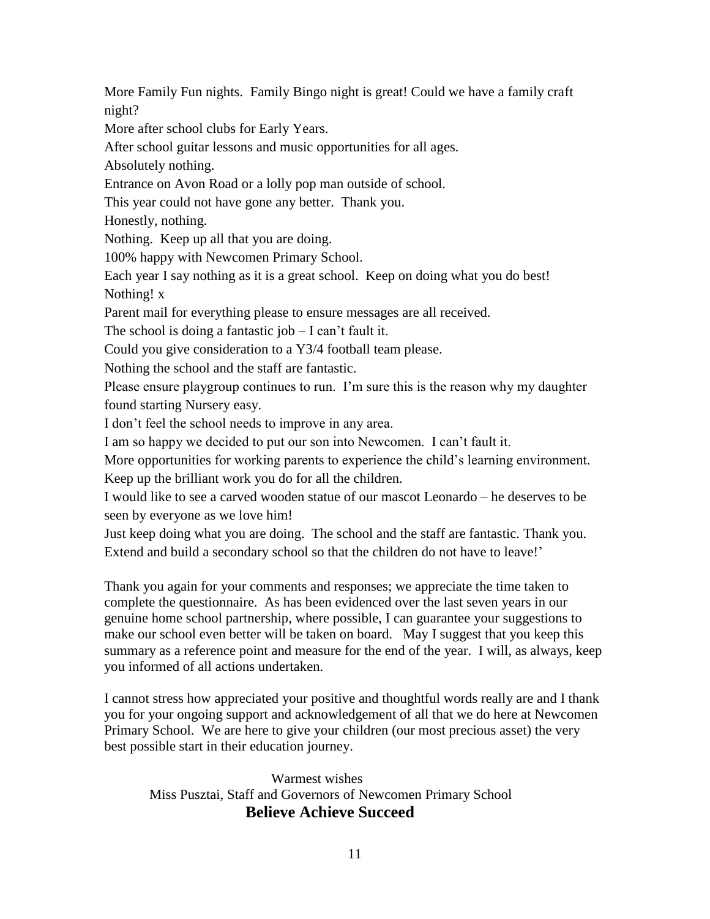More Family Fun nights. Family Bingo night is great! Could we have a family craft night?

More after school clubs for Early Years.

After school guitar lessons and music opportunities for all ages.

Absolutely nothing.

Entrance on Avon Road or a lolly pop man outside of school.

This year could not have gone any better. Thank you.

Honestly, nothing.

Nothing. Keep up all that you are doing.

100% happy with Newcomen Primary School.

Each year I say nothing as it is a great school. Keep on doing what you do best!

Nothing! x

Parent mail for everything please to ensure messages are all received.

The school is doing a fantastic job – I can't fault it.

Could you give consideration to a Y3/4 football team please.

Nothing the school and the staff are fantastic.

Please ensure playgroup continues to run. I'm sure this is the reason why my daughter found starting Nursery easy.

I don't feel the school needs to improve in any area.

I am so happy we decided to put our son into Newcomen. I can't fault it.

More opportunities for working parents to experience the child's learning environment.

Keep up the brilliant work you do for all the children.

I would like to see a carved wooden statue of our mascot Leonardo – he deserves to be seen by everyone as we love him!

Just keep doing what you are doing. The school and the staff are fantastic. Thank you.

Extend and build a secondary school so that the children do not have to leave!'

Thank you again for your comments and responses; we appreciate the time taken to complete the questionnaire. As has been evidenced over the last seven years in our genuine home school partnership, where possible, I can guarantee your suggestions to make our school even better will be taken on board. May I suggest that you keep this summary as a reference point and measure for the end of the year. I will, as always, keep you informed of all actions undertaken.

I cannot stress how appreciated your positive and thoughtful words really are and I thank you for your ongoing support and acknowledgement of all that we do here at Newcomen Primary School. We are here to give your children (our most precious asset) the very best possible start in their education journey.

Warmest wishes

Miss Pusztai, Staff and Governors of Newcomen Primary School

**Believe Achieve Succeed**